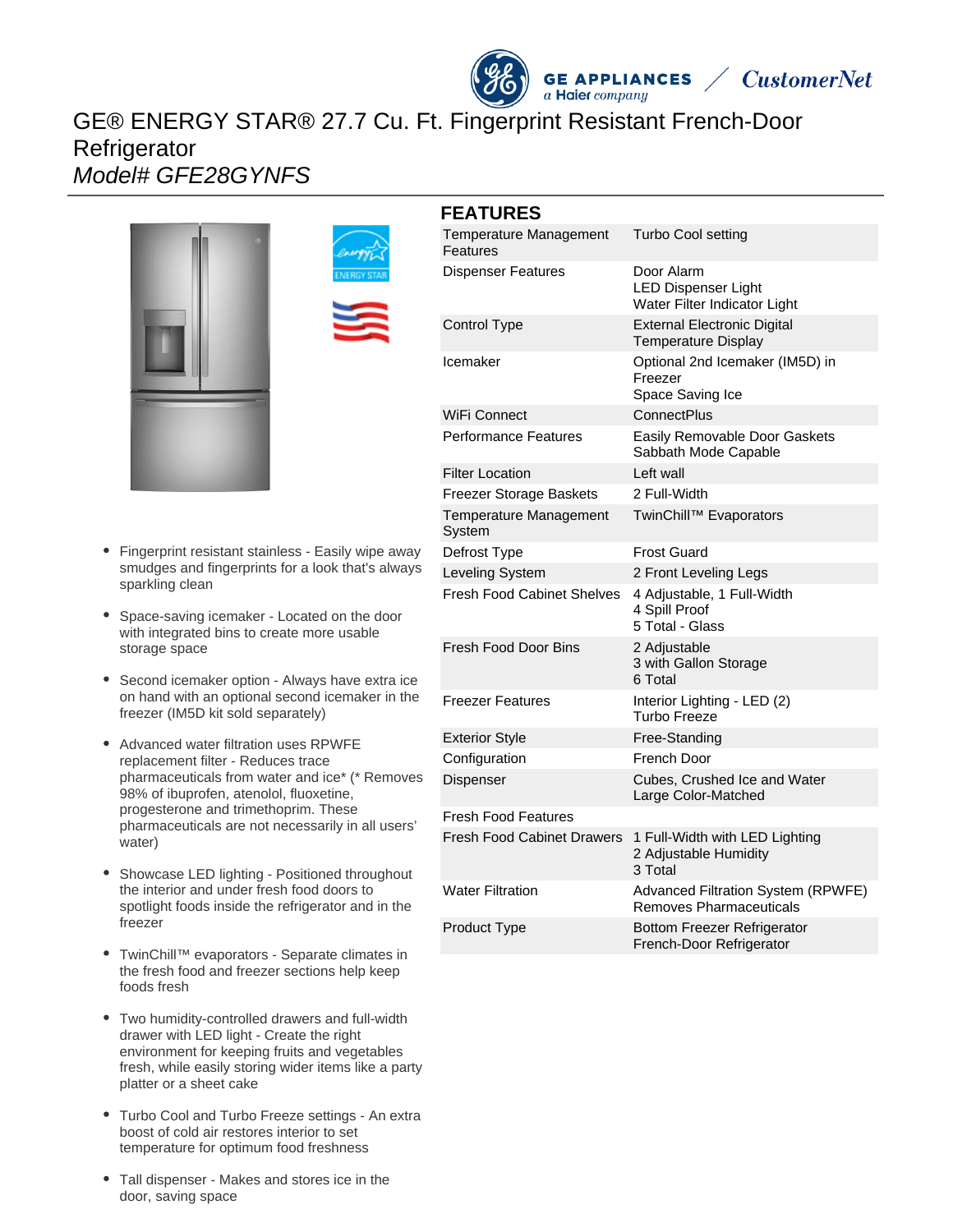# GE® ENERGY STAR® 27.7 Cu. Ft. Fingerprint Resistant French-Door Refrigerator

*Model# GFE28GYNFS*

- Fingerprint resistant stainless - Easily wipe away smudges and fingerprints for a look that's always sparkling clean
- Space-saving icemaker - Located on the door with integrated bins to create more usable storage space
- Second icemaker option - Always have extra ice on hand with an optional second icemaker in the freezer (IM5D kit sold separately)
- Advanced water filtration uses RPWFE replacement filter - Reduces trace pharmaceuticals from water and ice* (* Removes 98% of ibuprofen, atenolol, fluoxetine, progesterone and trimethoprim. These pharmaceuticals are not necessarily in all users' water)
- Showcase LED lighting - Positioned throughout the interior and under fresh food doors to spotlight foods inside the refrigerator and in the freezer
- TwinChill™ evaporators - Separate climates in the fresh food and freezer sections help keep foods fresh
- Two humidity-controlled drawers and full-width drawer with LED light - Create the right environment for keeping fruits and vegetables fresh, while easily storing wider items like a party platter or a sheet cake
- Turbo Cool and Turbo Freeze settings - An extra boost of cold air restores interior to set temperature for optimum food freshness
- Tall dispenser - Makes and stores ice in the door, saving space

## FEATURES

| | |
|---|---|
| Temperature Management Features | Turbo Cool setting |
| Dispenser Features | Door Alarm<br>LED Dispenser Light<br>Water Filter Indicator Light |
| Control Type | External Electronic Digital Temperature Display |
| Icemaker | Optional 2nd Icemaker (IM5D) in Freezer<br>Space Saving Ice |
| WiFi Connect | ConnectPlus |
| Performance Features | Easily Removable Door Gaskets<br>Sabbath Mode Capable |
| Filter Location | Left wall |
| Freezer Storage Baskets | 2 Full-Width |
| Temperature Management System | TwinChill™ Evaporators |
| Defrost Type | Frost Guard |
| Leveling System | 2 Front Leveling Legs |
| Fresh Food Cabinet Shelves | 4 Adjustable, 1 Full-Width<br>4 Spill Proof<br>5 Total - Glass |
| Fresh Food Door Bins | 2 Adjustable<br>3 with Gallon Storage<br>6 Total |
| Freezer Features | Interior Lighting - LED (2)<br>Turbo Freeze |
| Exterior Style | Free-Standing |
| Configuration | French Door |
| Dispenser | Cubes, Crushed Ice and Water<br>Large Color-Matched |
| Fresh Food Features | |
| Fresh Food Cabinet Drawers | 1 Full-Width with LED Lighting<br>2 Adjustable Humidity<br>3 Total |
| Water Filtration | Advanced Filtration System (RPWFE)<br>Removes Pharmaceuticals |
| Product Type | Bottom Freezer Refrigerator<br>French-Door Refrigerator |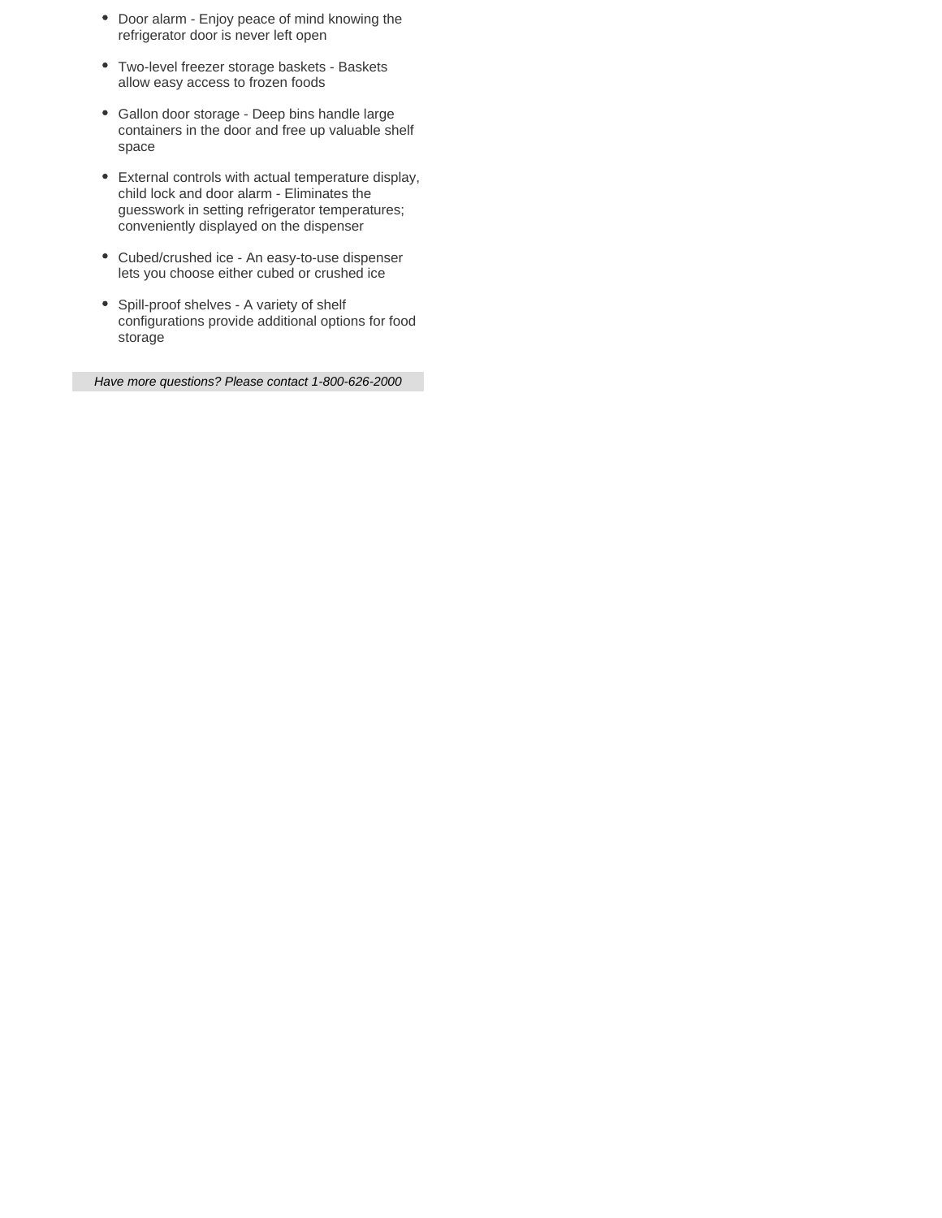- Door alarm - Enjoy peace of mind knowing the refrigerator door is never left open
- Two-level freezer storage baskets - Baskets allow easy access to frozen foods
- Gallon door storage - Deep bins handle large containers in the door and free up valuable shelf space
- External controls with actual temperature display, child lock and door alarm - Eliminates the guesswork in setting refrigerator temperatures; conveniently displayed on the dispenser
- Cubed/crushed ice - An easy-to-use dispenser lets you choose either cubed or crushed ice
- Spill-proof shelves - A variety of shelf configurations provide additional options for food storage

*Have more questions? Please contact 1-800-626-2000*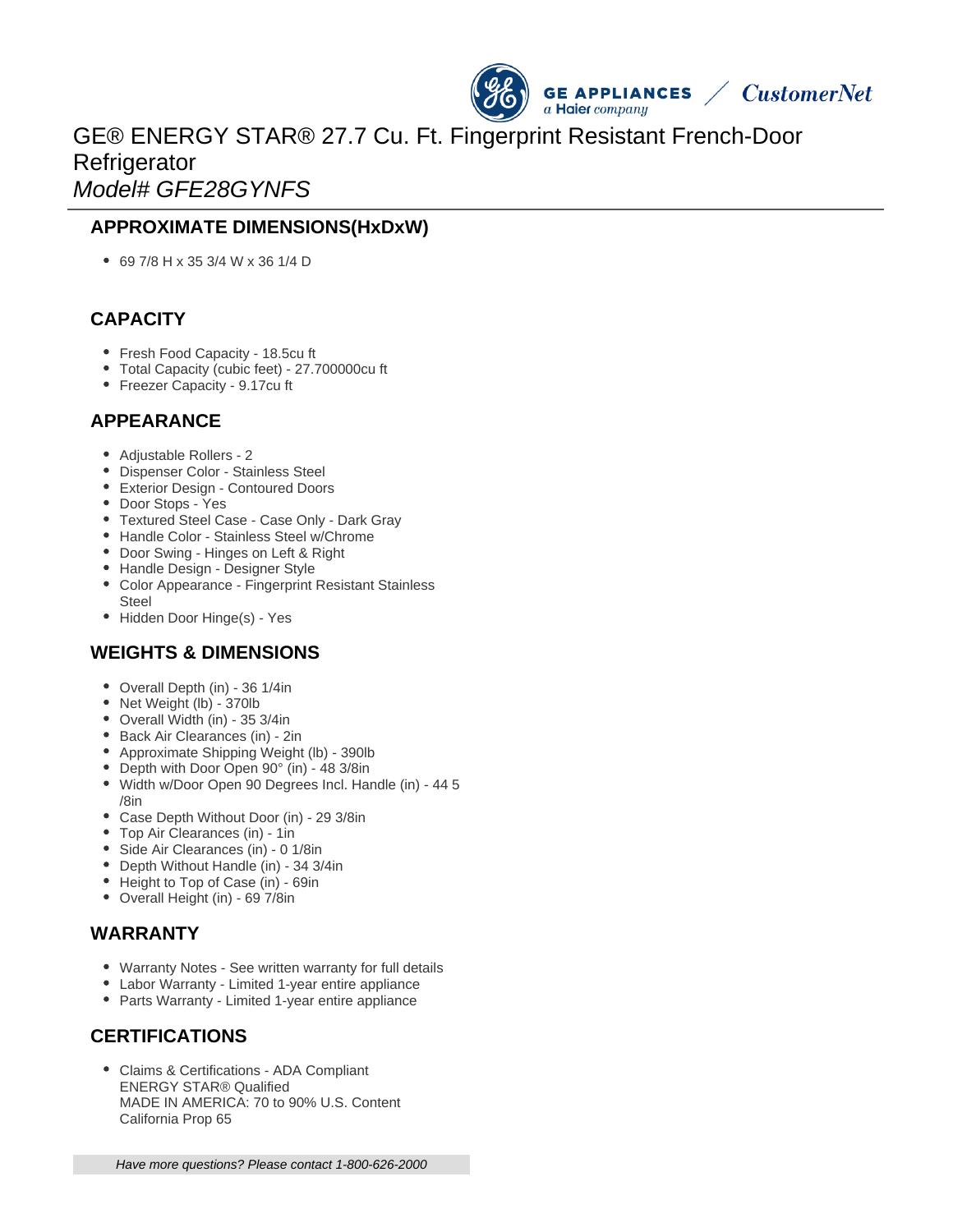# GE® ENERGY STAR® 27.7 Cu. Ft. Fingerprint Resistant French-Door Refrigerator

*Model# GFE28GYNFS*

## APPROXIMATE DIMENSIONS(HxDxW)

- 69 7/8 H x 35 3/4 W x 36 1/4 D

## CAPACITY

- Fresh Food Capacity - 18.5cu ft
- Total Capacity (cubic feet) - 27.700000cu ft
- Freezer Capacity - 9.17cu ft

## APPEARANCE

- Adjustable Rollers - 2
- Dispenser Color - Stainless Steel
- Exterior Design - Contoured Doors
- Door Stops - Yes
- Textured Steel Case - Case Only - Dark Gray
- Handle Color - Stainless Steel w/Chrome
- Door Swing - Hinges on Left & Right
- Handle Design - Designer Style
- Color Appearance - Fingerprint Resistant Stainless Steel
- Hidden Door Hinge(s) - Yes

## WEIGHTS & DIMENSIONS

- Overall Depth (in) - 36 1/4in
- Net Weight (lb) - 370lb
- Overall Width (in) - 35 3/4in
- Back Air Clearances (in) - 2in
- Approximate Shipping Weight (lb) - 390lb
- Depth with Door Open 90° (in) - 48 3/8in
- Width w/Door Open 90 Degrees Incl. Handle (in) - 44 5/8in
- Case Depth Without Door (in) - 29 3/8in
- Top Air Clearances (in) - 1in
- Side Air Clearances (in) - 0 1/8in
- Depth Without Handle (in) - 34 3/4in
- Height to Top of Case (in) - 69in
- Overall Height (in) - 69 7/8in

## WARRANTY

- Warranty Notes - See written warranty for full details
- Labor Warranty - Limited 1-year entire appliance
- Parts Warranty - Limited 1-year entire appliance

## CERTIFICATIONS

- Claims & Certifications - ADA Compliant
  ENERGY STAR® Qualified
  MADE IN AMERICA: 70 to 90% U.S. Content
  California Prop 65

*Have more questions? Please contact 1-800-626-2000*